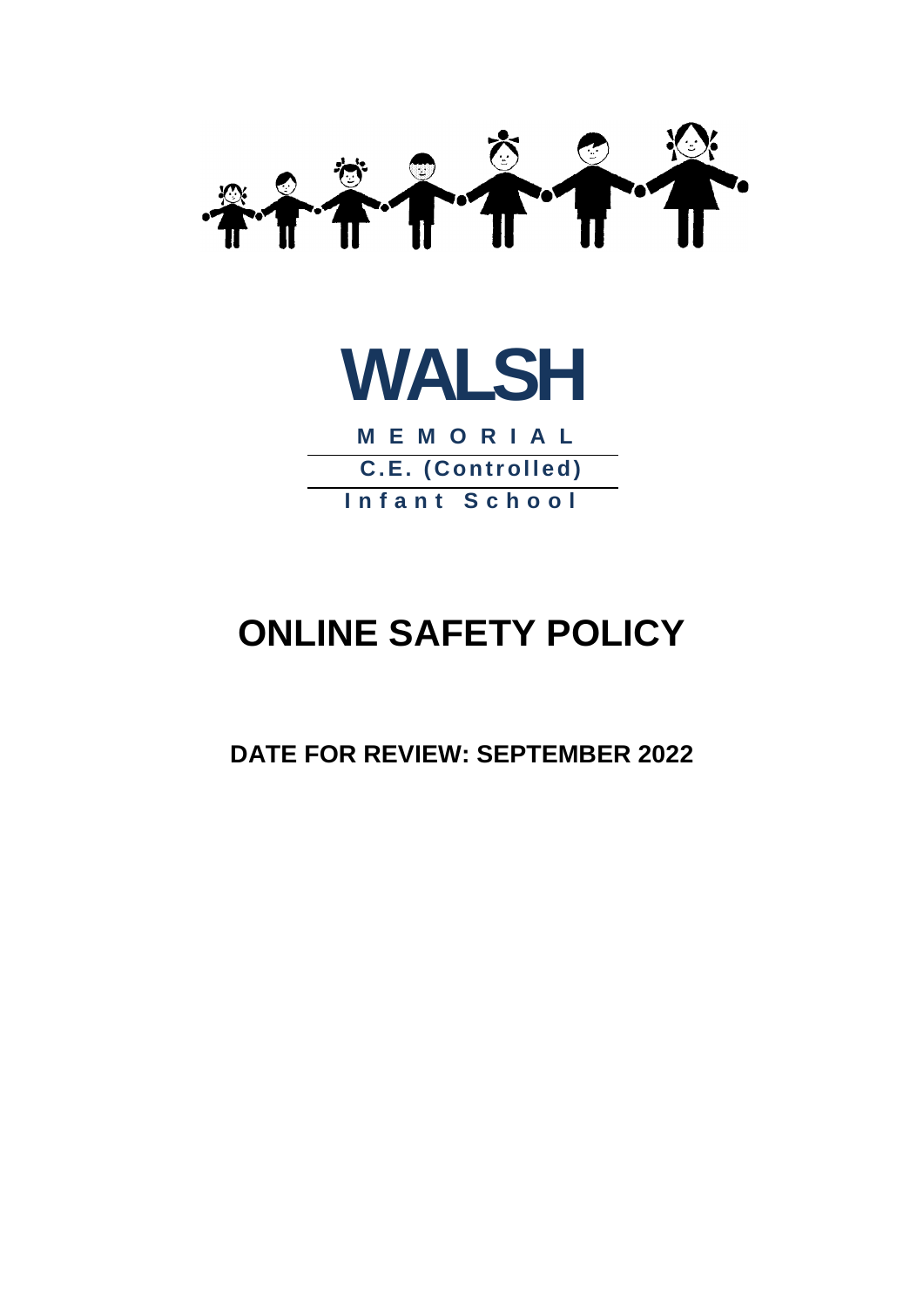# WALSH

**MEMORIAL**

**C.E. (Controlled)**

**Infant School**

# ONLINE SAFETY POLICY

**DATE FOR REVIEW: SEPTEMBER 2022**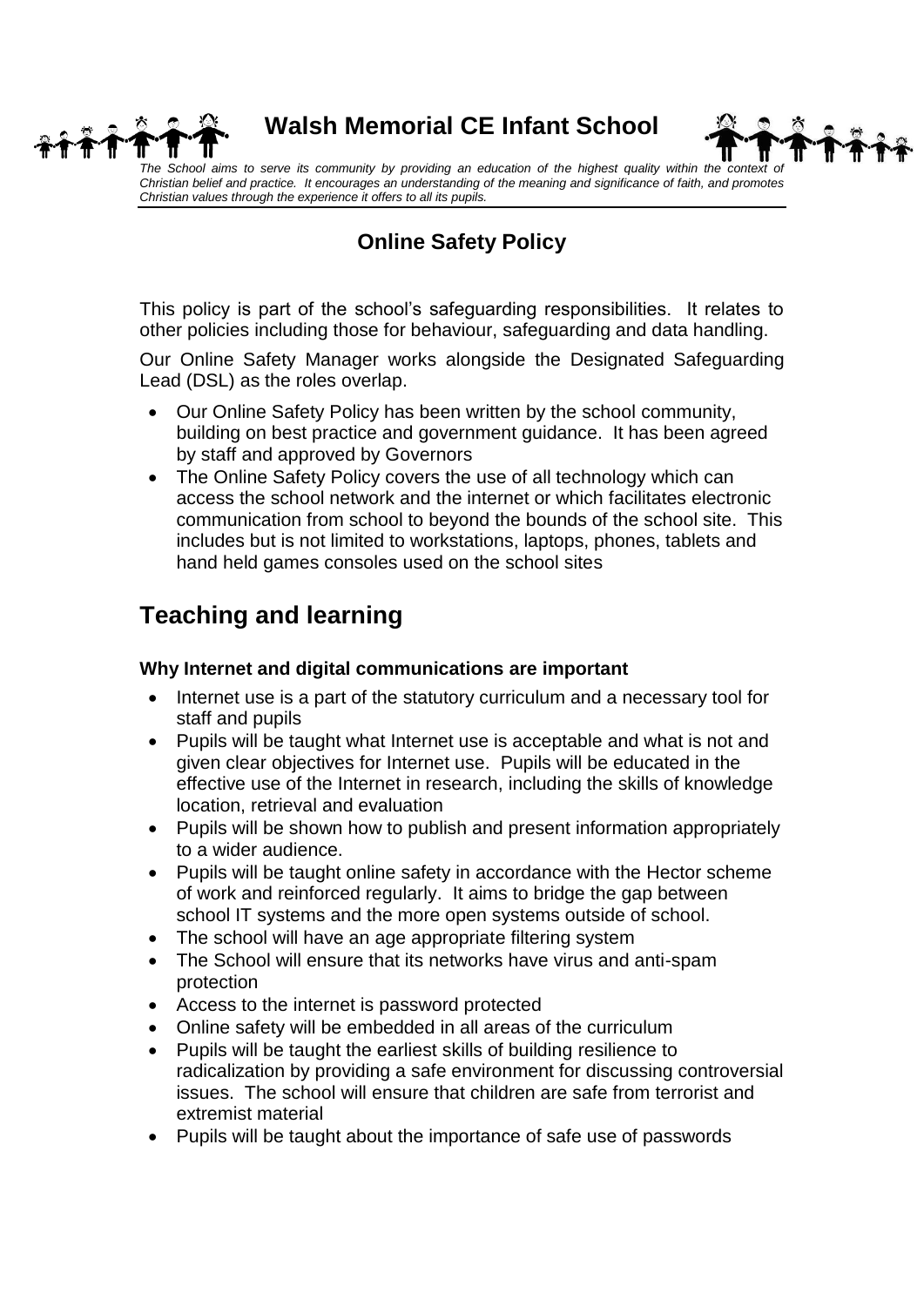# Walsh Memorial CE Infant School

*The School aims to serve its community by providing an education of the highest quality within the context of Christian belief and practice. It encourages an understanding of the meaning and significance of faith, and promotes Christian values through the experience it offers to all its pupils.*

## Online Safety Policy

This policy is part of the school's safeguarding responsibilities. It relates to other policies including those for behaviour, safeguarding and data handling.

Our Online Safety Manager works alongside the Designated Safeguarding Lead (DSL) as the roles overlap.

- Our Online Safety Policy has been written by the school community, building on best practice and government guidance. It has been agreed by staff and approved by Governors
- The Online Safety Policy covers the use of all technology which can access the school network and the internet or which facilitates electronic communication from school to beyond the bounds of the school site. This includes but is not limited to workstations, laptops, phones, tablets and hand held games consoles used on the school sites

## Teaching and learning

### Why Internet and digital communications are important

- Internet use is a part of the statutory curriculum and a necessary tool for staff and pupils
- Pupils will be taught what Internet use is acceptable and what is not and given clear objectives for Internet use. Pupils will be educated in the effective use of the Internet in research, including the skills of knowledge location, retrieval and evaluation
- Pupils will be shown how to publish and present information appropriately to a wider audience.
- Pupils will be taught online safety in accordance with the Hector scheme of work and reinforced regularly. It aims to bridge the gap between school IT systems and the more open systems outside of school.
- The school will have an age appropriate filtering system
- The School will ensure that its networks have virus and anti-spam protection
- Access to the internet is password protected
- Online safety will be embedded in all areas of the curriculum
- Pupils will be taught the earliest skills of building resilience to radicalization by providing a safe environment for discussing controversial issues. The school will ensure that children are safe from terrorist and extremist material
- Pupils will be taught about the importance of safe use of passwords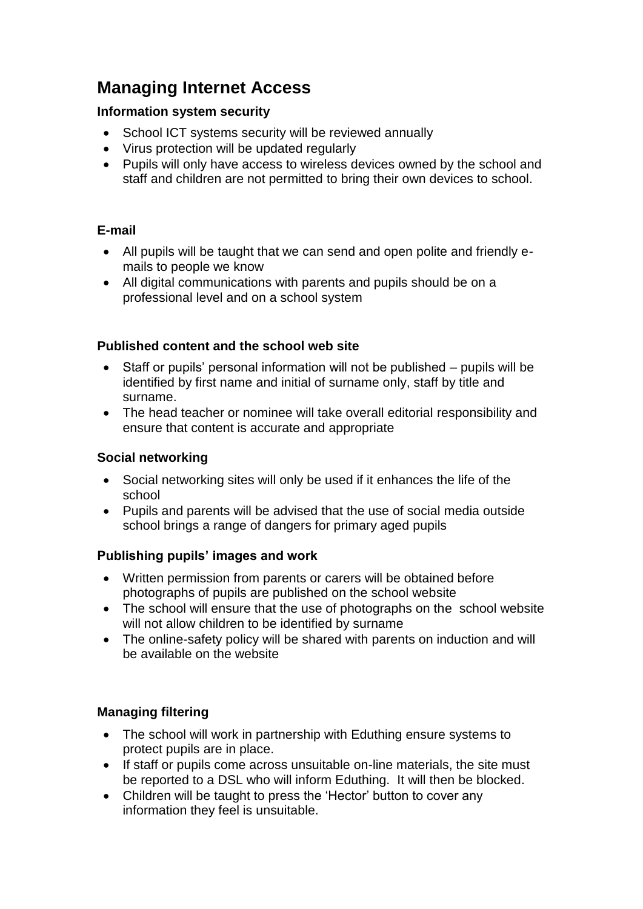# Managing Internet Access

### Information system security

- School ICT systems security will be reviewed annually
- Virus protection will be updated regularly
- Pupils will only have access to wireless devices owned by the school and staff and children are not permitted to bring their own devices to school.

### E-mail

- All pupils will be taught that we can send and open polite and friendly e-mails to people we know
- All digital communications with parents and pupils should be on a professional level and on a school system

### Published content and the school web site

- Staff or pupils' personal information will not be published – pupils will be identified by first name and initial of surname only, staff by title and surname.
- The head teacher or nominee will take overall editorial responsibility and ensure that content is accurate and appropriate

### Social networking

- Social networking sites will only be used if it enhances the life of the school
- Pupils and parents will be advised that the use of social media outside school brings a range of dangers for primary aged pupils

### Publishing pupils' images and work

- Written permission from parents or carers will be obtained before photographs of pupils are published on the school website
- The school will ensure that the use of photographs on the school website will not allow children to be identified by surname
- The online-safety policy will be shared with parents on induction and will be available on the website

### Managing filtering

- The school will work in partnership with Eduthing ensure systems to protect pupils are in place.
- If staff or pupils come across unsuitable on-line materials, the site must be reported to a DSL who will inform Eduthing. It will then be blocked.
- Children will be taught to press the 'Hector' button to cover any information they feel is unsuitable.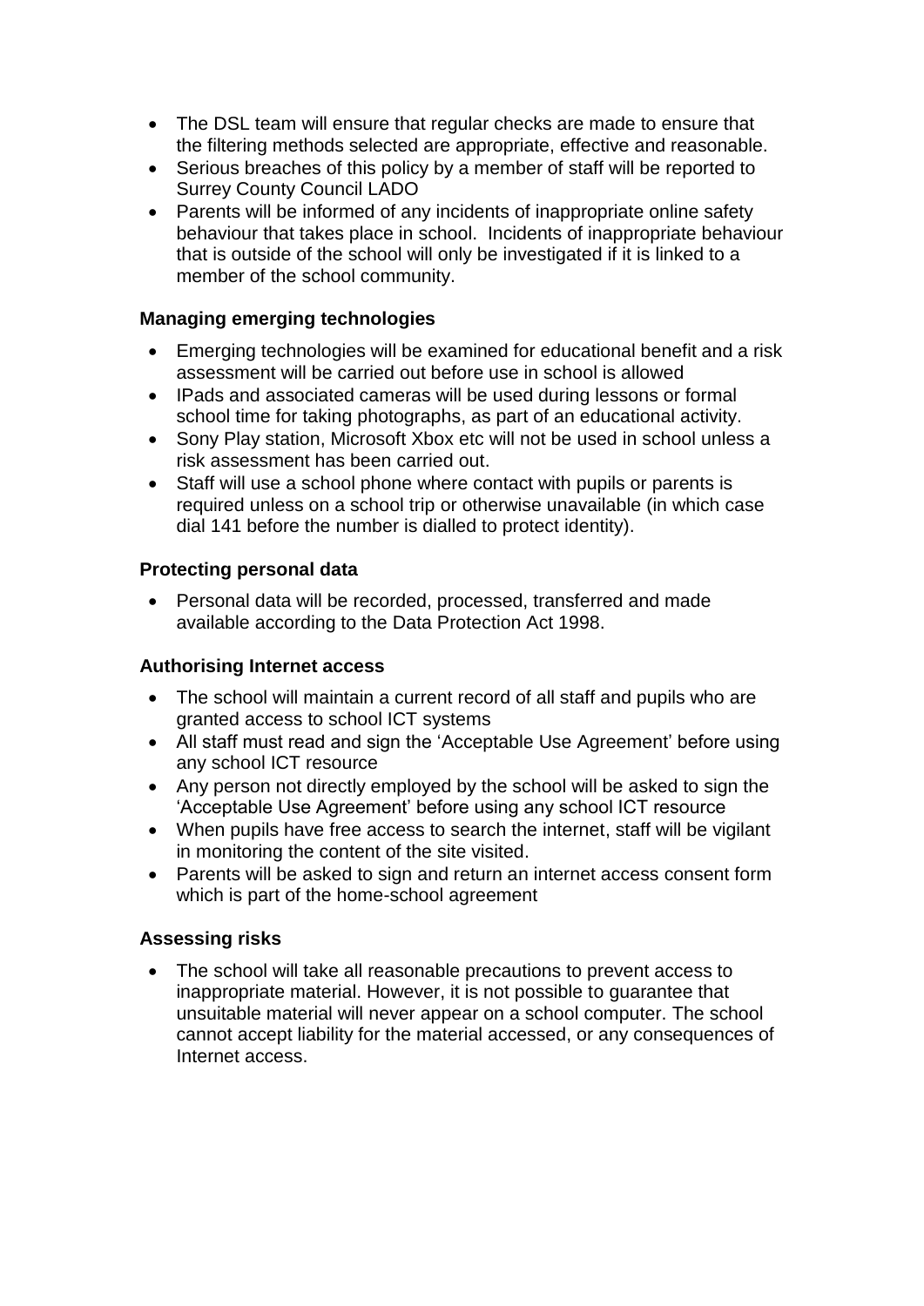- The DSL team will ensure that regular checks are made to ensure that the filtering methods selected are appropriate, effective and reasonable.
- Serious breaches of this policy by a member of staff will be reported to Surrey County Council LADO
- Parents will be informed of any incidents of inappropriate online safety behaviour that takes place in school. Incidents of inappropriate behaviour that is outside of the school will only be investigated if it is linked to a member of the school community.

### Managing emerging technologies

- Emerging technologies will be examined for educational benefit and a risk assessment will be carried out before use in school is allowed
- IPads and associated cameras will be used during lessons or formal school time for taking photographs, as part of an educational activity.
- Sony Play station, Microsoft Xbox etc will not be used in school unless a risk assessment has been carried out.
- Staff will use a school phone where contact with pupils or parents is required unless on a school trip or otherwise unavailable (in which case dial 141 before the number is dialled to protect identity).

### Protecting personal data

- Personal data will be recorded, processed, transferred and made available according to the Data Protection Act 1998.

### Authorising Internet access

- The school will maintain a current record of all staff and pupils who are granted access to school ICT systems
- All staff must read and sign the 'Acceptable Use Agreement' before using any school ICT resource
- Any person not directly employed by the school will be asked to sign the 'Acceptable Use Agreement' before using any school ICT resource
- When pupils have free access to search the internet, staff will be vigilant in monitoring the content of the site visited.
- Parents will be asked to sign and return an internet access consent form which is part of the home-school agreement

### Assessing risks

- The school will take all reasonable precautions to prevent access to inappropriate material. However, it is not possible to guarantee that unsuitable material will never appear on a school computer. The school cannot accept liability for the material accessed, or any consequences of Internet access.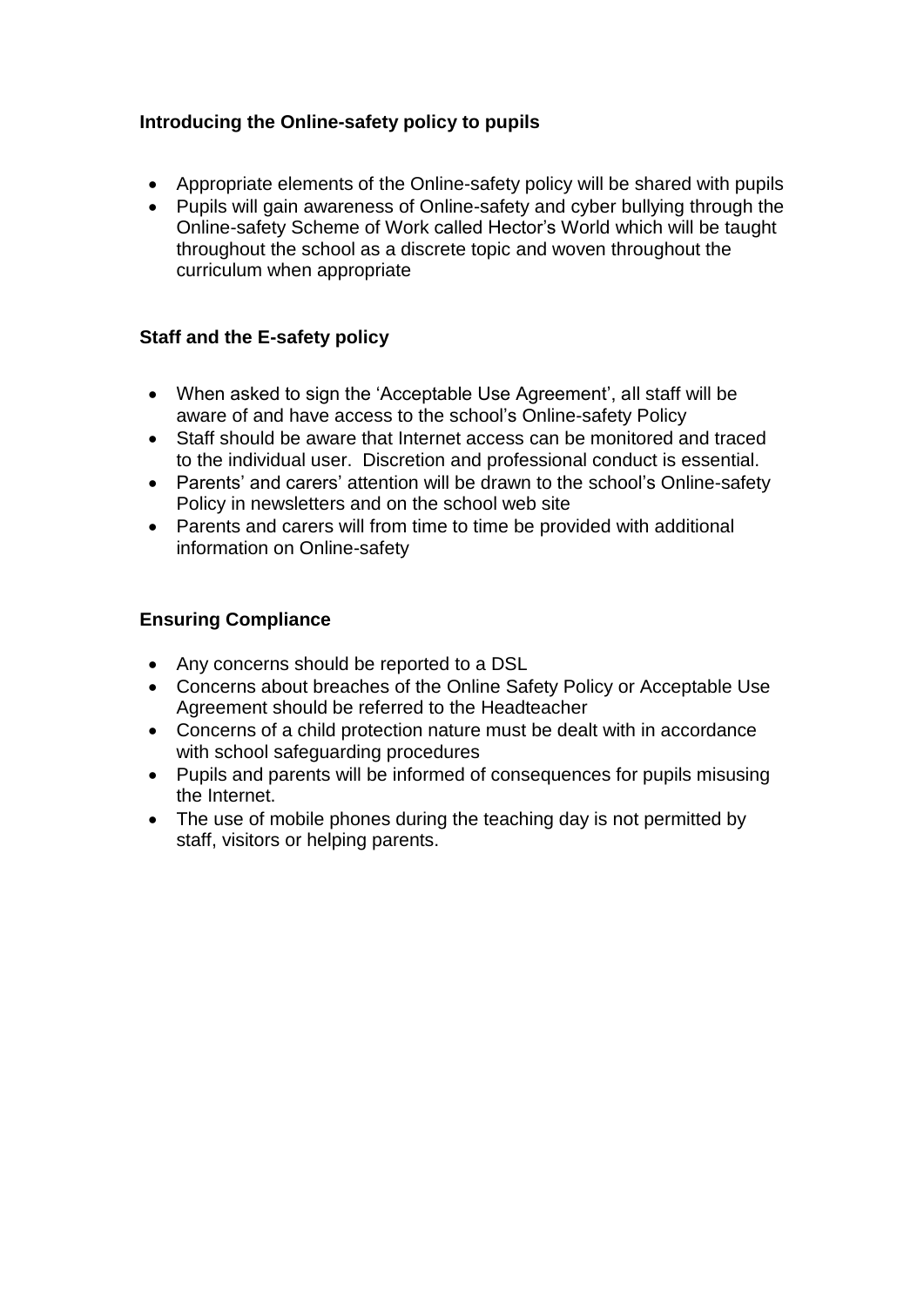### Introducing the Online-safety policy to pupils

- Appropriate elements of the Online-safety policy will be shared with pupils
- Pupils will gain awareness of Online-safety and cyber bullying through the Online-safety Scheme of Work called Hector's World which will be taught throughout the school as a discrete topic and woven throughout the curriculum when appropriate

### Staff and the E-safety policy

- When asked to sign the 'Acceptable Use Agreement', all staff will be aware of and have access to the school's Online-safety Policy
- Staff should be aware that Internet access can be monitored and traced to the individual user. Discretion and professional conduct is essential.
- Parents' and carers' attention will be drawn to the school's Online-safety Policy in newsletters and on the school web site
- Parents and carers will from time to time be provided with additional information on Online-safety

### Ensuring Compliance

- Any concerns should be reported to a DSL
- Concerns about breaches of the Online Safety Policy or Acceptable Use Agreement should be referred to the Headteacher
- Concerns of a child protection nature must be dealt with in accordance with school safeguarding procedures
- Pupils and parents will be informed of consequences for pupils misusing the Internet.
- The use of mobile phones during the teaching day is not permitted by staff, visitors or helping parents.